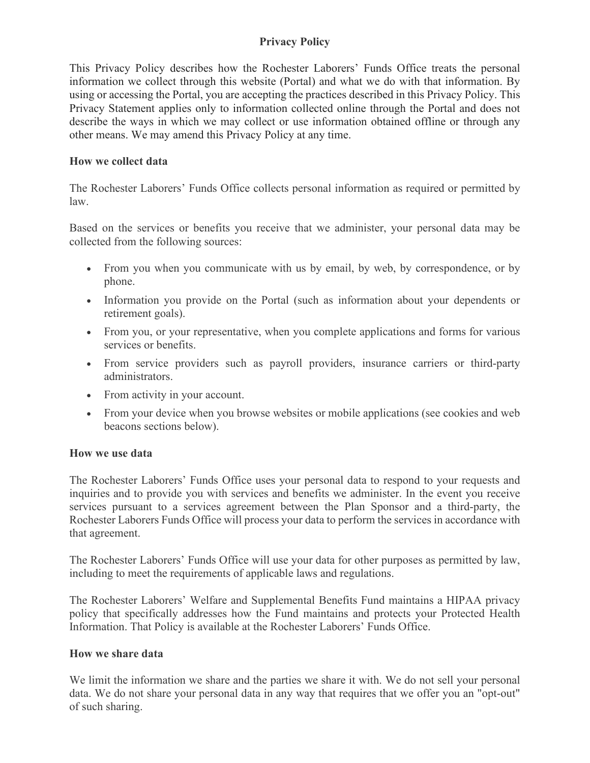# Privacy Policy

This Privacy Policy describes how the Rochester Laborers' Funds Office treats the personal information we collect through this website (Portal) and what we do with that information. By using or accessing the Portal, you are accepting the practices described in this Privacy Policy. This Privacy Statement applies only to information collected online through the Portal and does not describe the ways in which we may collect or use information obtained offline or through any other means. We may amend this Privacy Policy at any time.

## How we collect data

The Rochester Laborers' Funds Office collects personal information as required or permitted by law.

Based on the services or benefits you receive that we administer, your personal data may be collected from the following sources:

- From you when you communicate with us by email, by web, by correspondence, or by phone.
- Information you provide on the Portal (such as information about your dependents or retirement goals).
- From you, or your representative, when you complete applications and forms for various services or benefits.
- From service providers such as payroll providers, insurance carriers or third-party administrators.
- From activity in your account.
- From your device when you browse websites or mobile applications (see cookies and web beacons sections below).

## How we use data

The Rochester Laborers' Funds Office uses your personal data to respond to your requests and inquiries and to provide you with services and benefits we administer. In the event you receive services pursuant to a services agreement between the Plan Sponsor and a third-party, the Rochester Laborers Funds Office will process your data to perform the services in accordance with that agreement.

The Rochester Laborers' Funds Office will use your data for other purposes as permitted by law, including to meet the requirements of applicable laws and regulations.

The Rochester Laborers' Welfare and Supplemental Benefits Fund maintains a HIPAA privacy policy that specifically addresses how the Fund maintains and protects your Protected Health Information. That Policy is available at the Rochester Laborers' Funds Office.

## How we share data

We limit the information we share and the parties we share it with. We do not sell your personal data. We do not share your personal data in any way that requires that we offer you an "opt-out" of such sharing.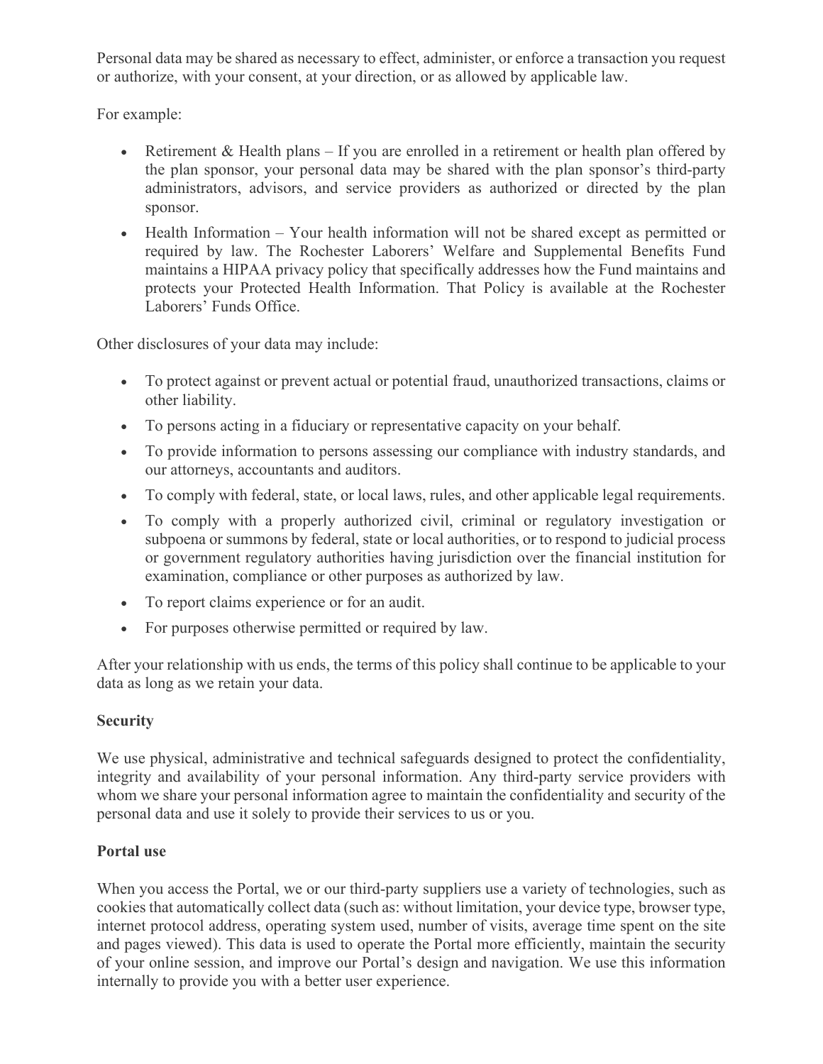Personal data may be shared as necessary to effect, administer, or enforce a transaction you request or authorize, with your consent, at your direction, or as allowed by applicable law.

For example:

- Retirement & Health plans – If you are enrolled in a retirement or health plan offered by the plan sponsor, your personal data may be shared with the plan sponsor's third-party administrators, advisors, and service providers as authorized or directed by the plan sponsor.
- Health Information – Your health information will not be shared except as permitted or required by law. The Rochester Laborers' Welfare and Supplemental Benefits Fund maintains a HIPAA privacy policy that specifically addresses how the Fund maintains and protects your Protected Health Information. That Policy is available at the Rochester Laborers' Funds Office.

Other disclosures of your data may include:

- To protect against or prevent actual or potential fraud, unauthorized transactions, claims or other liability.
- To persons acting in a fiduciary or representative capacity on your behalf.
- To provide information to persons assessing our compliance with industry standards, and our attorneys, accountants and auditors.
- To comply with federal, state, or local laws, rules, and other applicable legal requirements.
- To comply with a properly authorized civil, criminal or regulatory investigation or subpoena or summons by federal, state or local authorities, or to respond to judicial process or government regulatory authorities having jurisdiction over the financial institution for examination, compliance or other purposes as authorized by law.
- To report claims experience or for an audit.
- For purposes otherwise permitted or required by law.

After your relationship with us ends, the terms of this policy shall continue to be applicable to your data as long as we retain your data.

**Security**

We use physical, administrative and technical safeguards designed to protect the confidentiality, integrity and availability of your personal information. Any third-party service providers with whom we share your personal information agree to maintain the confidentiality and security of the personal data and use it solely to provide their services to us or you.

**Portal use**

When you access the Portal, we or our third-party suppliers use a variety of technologies, such as cookies that automatically collect data (such as: without limitation, your device type, browser type, internet protocol address, operating system used, number of visits, average time spent on the site and pages viewed). This data is used to operate the Portal more efficiently, maintain the security of your online session, and improve our Portal's design and navigation. We use this information internally to provide you with a better user experience.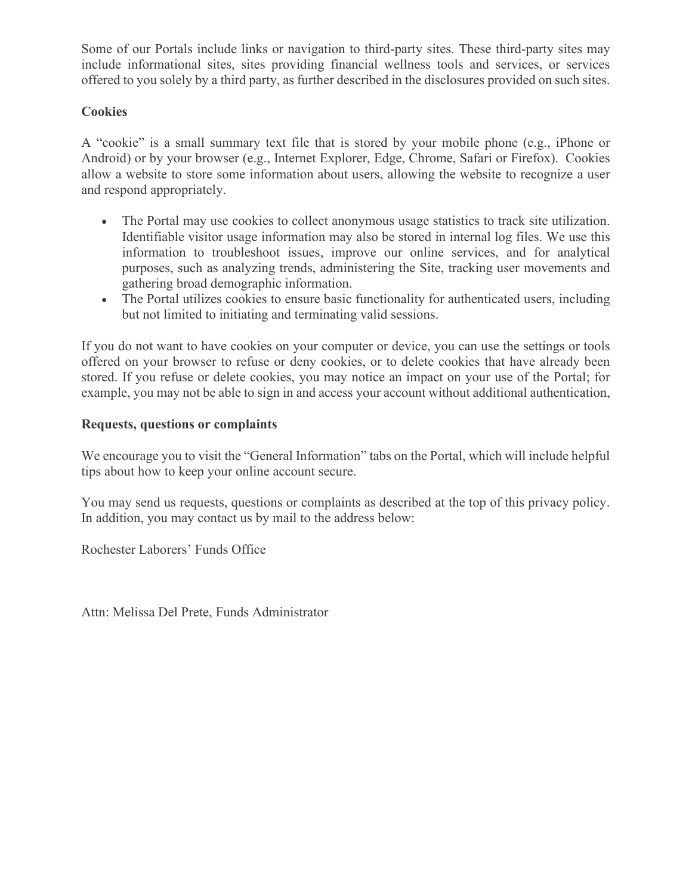Some of our Portals include links or navigation to third-party sites. These third-party sites may include informational sites, sites providing financial wellness tools and services, or services offered to you solely by a third party, as further described in the disclosures provided on such sites.

**Cookies**

A "cookie" is a small summary text file that is stored by your mobile phone (e.g., iPhone or Android) or by your browser (e.g., Internet Explorer, Edge, Chrome, Safari or Firefox). Cookies allow a website to store some information about users, allowing the website to recognize a user and respond appropriately.

- The Portal may use cookies to collect anonymous usage statistics to track site utilization. Identifiable visitor usage information may also be stored in internal log files. We use this information to troubleshoot issues, improve our online services, and for analytical purposes, such as analyzing trends, administering the Site, tracking user movements and gathering broad demographic information.
- The Portal utilizes cookies to ensure basic functionality for authenticated users, including but not limited to initiating and terminating valid sessions.

If you do not want to have cookies on your computer or device, you can use the settings or tools offered on your browser to refuse or deny cookies, or to delete cookies that have already been stored. If you refuse or delete cookies, you may notice an impact on your use of the Portal; for example, you may not be able to sign in and access your account without additional authentication,

**Requests, questions or complaints**

We encourage you to visit the "General Information" tabs on the Portal, which will include helpful tips about how to keep your online account secure.

You may send us requests, questions or complaints as described at the top of this privacy policy. In addition, you may contact us by mail to the address below:

Rochester Laborers' Funds Office

Attn: Melissa Del Prete, Funds Administrator